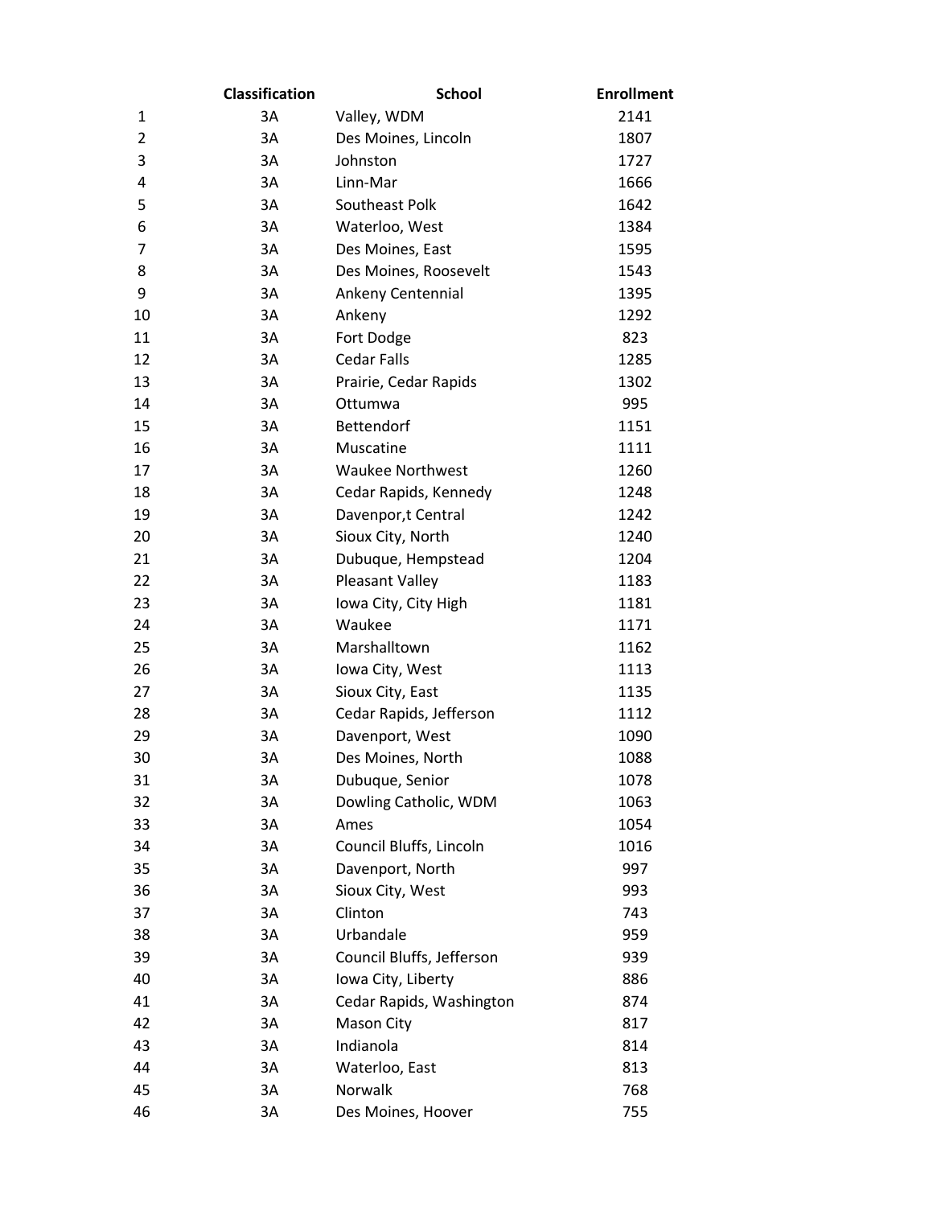| | Classification | School | Enrollment |
|---|---|---|---|
| 1 | 3A | Valley, WDM | 2141 |
| 2 | 3A | Des Moines, Lincoln | 1807 |
| 3 | 3A | Johnston | 1727 |
| 4 | 3A | Linn-Mar | 1666 |
| 5 | 3A | Southeast Polk | 1642 |
| 6 | 3A | Waterloo, West | 1384 |
| 7 | 3A | Des Moines, East | 1595 |
| 8 | 3A | Des Moines, Roosevelt | 1543 |
| 9 | 3A | Ankeny Centennial | 1395 |
| 10 | 3A | Ankeny | 1292 |
| 11 | 3A | Fort Dodge | 823 |
| 12 | 3A | Cedar Falls | 1285 |
| 13 | 3A | Prairie, Cedar Rapids | 1302 |
| 14 | 3A | Ottumwa | 995 |
| 15 | 3A | Bettendorf | 1151 |
| 16 | 3A | Muscatine | 1111 |
| 17 | 3A | Waukee Northwest | 1260 |
| 18 | 3A | Cedar Rapids, Kennedy | 1248 |
| 19 | 3A | Davenpor,t Central | 1242 |
| 20 | 3A | Sioux City, North | 1240 |
| 21 | 3A | Dubuque, Hempstead | 1204 |
| 22 | 3A | Pleasant Valley | 1183 |
| 23 | 3A | Iowa City, City High | 1181 |
| 24 | 3A | Waukee | 1171 |
| 25 | 3A | Marshalltown | 1162 |
| 26 | 3A | Iowa City, West | 1113 |
| 27 | 3A | Sioux City, East | 1135 |
| 28 | 3A | Cedar Rapids, Jefferson | 1112 |
| 29 | 3A | Davenport, West | 1090 |
| 30 | 3A | Des Moines, North | 1088 |
| 31 | 3A | Dubuque, Senior | 1078 |
| 32 | 3A | Dowling Catholic, WDM | 1063 |
| 33 | 3A | Ames | 1054 |
| 34 | 3A | Council Bluffs, Lincoln | 1016 |
| 35 | 3A | Davenport, North | 997 |
| 36 | 3A | Sioux City, West | 993 |
| 37 | 3A | Clinton | 743 |
| 38 | 3A | Urbandale | 959 |
| 39 | 3A | Council Bluffs, Jefferson | 939 |
| 40 | 3A | Iowa City, Liberty | 886 |
| 41 | 3A | Cedar Rapids, Washington | 874 |
| 42 | 3A | Mason City | 817 |
| 43 | 3A | Indianola | 814 |
| 44 | 3A | Waterloo, East | 813 |
| 45 | 3A | Norwalk | 768 |
| 46 | 3A | Des Moines, Hoover | 755 |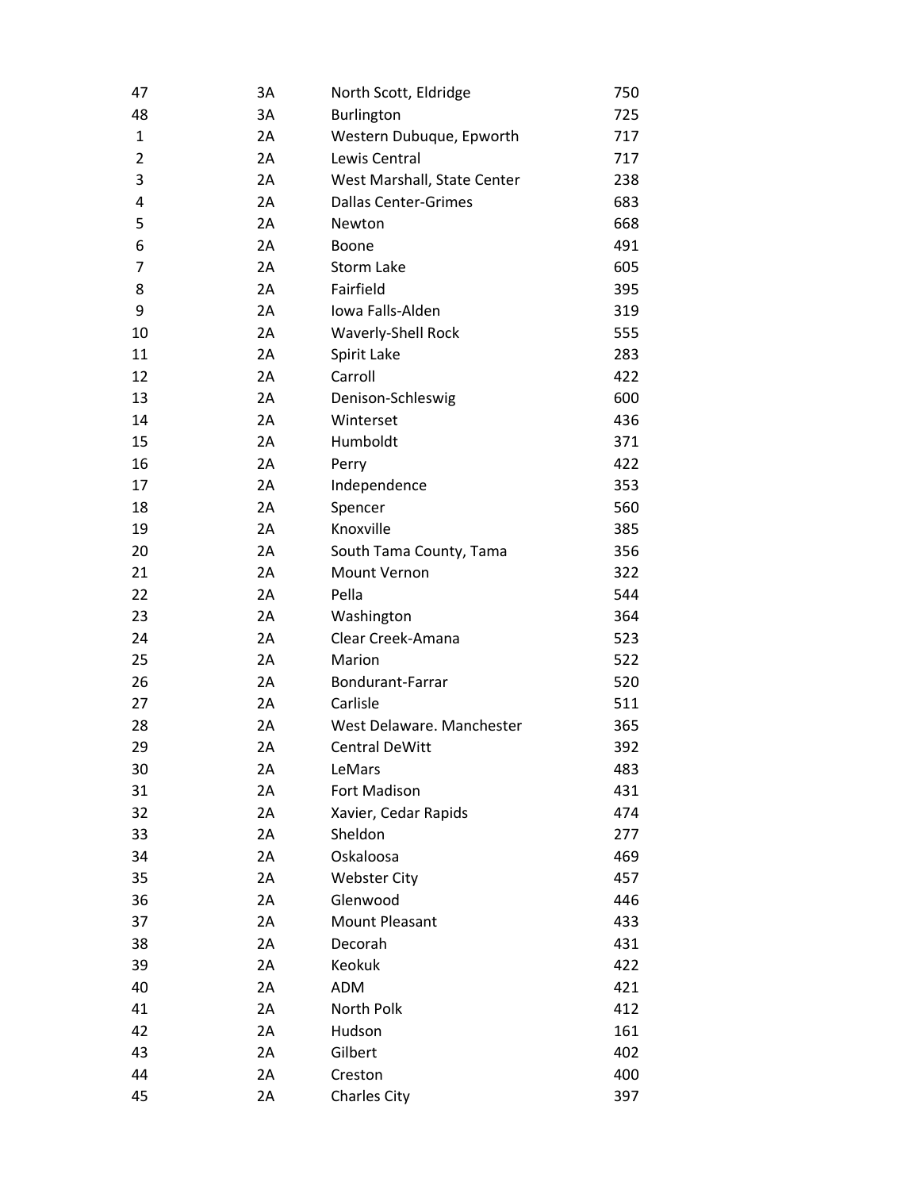| | | | |
|---|---|---|---|
| 47 | 3A | North Scott, Eldridge | 750 |
| 48 | 3A | Burlington | 725 |
| 1 | 2A | Western Dubuque, Epworth | 717 |
| 2 | 2A | Lewis Central | 717 |
| 3 | 2A | West Marshall, State Center | 238 |
| 4 | 2A | Dallas Center-Grimes | 683 |
| 5 | 2A | Newton | 668 |
| 6 | 2A | Boone | 491 |
| 7 | 2A | Storm Lake | 605 |
| 8 | 2A | Fairfield | 395 |
| 9 | 2A | Iowa Falls-Alden | 319 |
| 10 | 2A | Waverly-Shell Rock | 555 |
| 11 | 2A | Spirit Lake | 283 |
| 12 | 2A | Carroll | 422 |
| 13 | 2A | Denison-Schleswig | 600 |
| 14 | 2A | Winterset | 436 |
| 15 | 2A | Humboldt | 371 |
| 16 | 2A | Perry | 422 |
| 17 | 2A | Independence | 353 |
| 18 | 2A | Spencer | 560 |
| 19 | 2A | Knoxville | 385 |
| 20 | 2A | South Tama County, Tama | 356 |
| 21 | 2A | Mount Vernon | 322 |
| 22 | 2A | Pella | 544 |
| 23 | 2A | Washington | 364 |
| 24 | 2A | Clear Creek-Amana | 523 |
| 25 | 2A | Marion | 522 |
| 26 | 2A | Bondurant-Farrar | 520 |
| 27 | 2A | Carlisle | 511 |
| 28 | 2A | West Delaware. Manchester | 365 |
| 29 | 2A | Central DeWitt | 392 |
| 30 | 2A | LeMars | 483 |
| 31 | 2A | Fort Madison | 431 |
| 32 | 2A | Xavier, Cedar Rapids | 474 |
| 33 | 2A | Sheldon | 277 |
| 34 | 2A | Oskaloosa | 469 |
| 35 | 2A | Webster City | 457 |
| 36 | 2A | Glenwood | 446 |
| 37 | 2A | Mount Pleasant | 433 |
| 38 | 2A | Decorah | 431 |
| 39 | 2A | Keokuk | 422 |
| 40 | 2A | ADM | 421 |
| 41 | 2A | North Polk | 412 |
| 42 | 2A | Hudson | 161 |
| 43 | 2A | Gilbert | 402 |
| 44 | 2A | Creston | 400 |
| 45 | 2A | Charles City | 397 |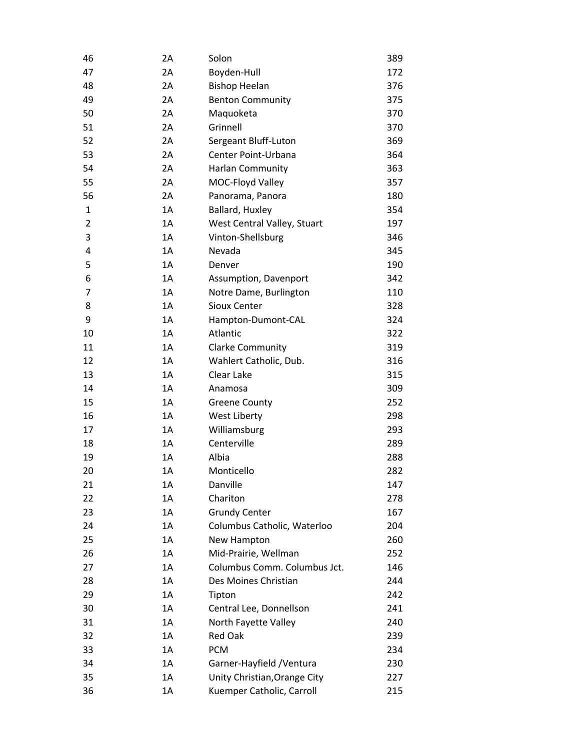| | | | |
|---|---|---|---|
| 46 | 2A | Solon | 389 |
| 47 | 2A | Boyden-Hull | 172 |
| 48 | 2A | Bishop Heelan | 376 |
| 49 | 2A | Benton Community | 375 |
| 50 | 2A | Maquoketa | 370 |
| 51 | 2A | Grinnell | 370 |
| 52 | 2A | Sergeant Bluff-Luton | 369 |
| 53 | 2A | Center Point-Urbana | 364 |
| 54 | 2A | Harlan Community | 363 |
| 55 | 2A | MOC-Floyd Valley | 357 |
| 56 | 2A | Panorama, Panora | 180 |
| 1 | 1A | Ballard, Huxley | 354 |
| 2 | 1A | West Central Valley, Stuart | 197 |
| 3 | 1A | Vinton-Shellsburg | 346 |
| 4 | 1A | Nevada | 345 |
| 5 | 1A | Denver | 190 |
| 6 | 1A | Assumption, Davenport | 342 |
| 7 | 1A | Notre Dame, Burlington | 110 |
| 8 | 1A | Sioux Center | 328 |
| 9 | 1A | Hampton-Dumont-CAL | 324 |
| 10 | 1A | Atlantic | 322 |
| 11 | 1A | Clarke Community | 319 |
| 12 | 1A | Wahlert Catholic, Dub. | 316 |
| 13 | 1A | Clear Lake | 315 |
| 14 | 1A | Anamosa | 309 |
| 15 | 1A | Greene County | 252 |
| 16 | 1A | West Liberty | 298 |
| 17 | 1A | Williamsburg | 293 |
| 18 | 1A | Centerville | 289 |
| 19 | 1A | Albia | 288 |
| 20 | 1A | Monticello | 282 |
| 21 | 1A | Danville | 147 |
| 22 | 1A | Chariton | 278 |
| 23 | 1A | Grundy Center | 167 |
| 24 | 1A | Columbus Catholic, Waterloo | 204 |
| 25 | 1A | New Hampton | 260 |
| 26 | 1A | Mid-Prairie, Wellman | 252 |
| 27 | 1A | Columbus Comm. Columbus Jct. | 146 |
| 28 | 1A | Des Moines Christian | 244 |
| 29 | 1A | Tipton | 242 |
| 30 | 1A | Central Lee, Donnellson | 241 |
| 31 | 1A | North Fayette Valley | 240 |
| 32 | 1A | Red Oak | 239 |
| 33 | 1A | PCM | 234 |
| 34 | 1A | Garner-Hayfield /Ventura | 230 |
| 35 | 1A | Unity Christian,Orange City | 227 |
| 36 | 1A | Kuemper Catholic, Carroll | 215 |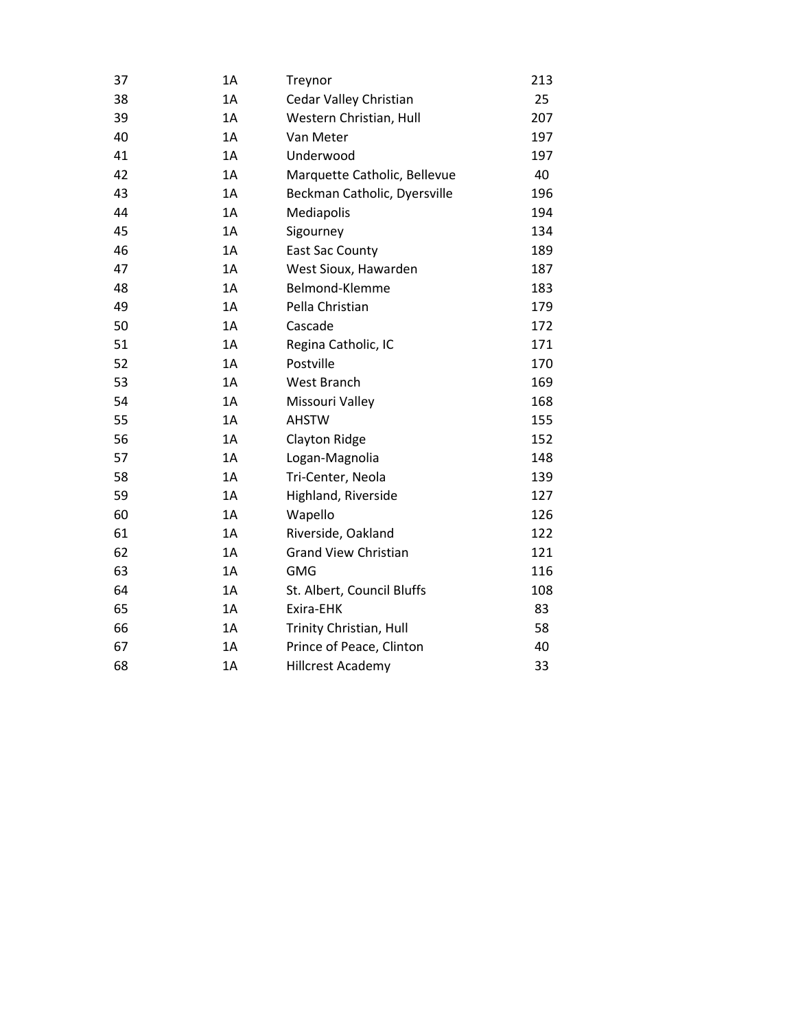| | | | |
|---|---|---|---|
| 37 | 1A | Treynor | 213 |
| 38 | 1A | Cedar Valley Christian | 25 |
| 39 | 1A | Western Christian, Hull | 207 |
| 40 | 1A | Van Meter | 197 |
| 41 | 1A | Underwood | 197 |
| 42 | 1A | Marquette Catholic, Bellevue | 40 |
| 43 | 1A | Beckman Catholic, Dyersville | 196 |
| 44 | 1A | Mediapolis | 194 |
| 45 | 1A | Sigourney | 134 |
| 46 | 1A | East Sac County | 189 |
| 47 | 1A | West Sioux, Hawarden | 187 |
| 48 | 1A | Belmond-Klemme | 183 |
| 49 | 1A | Pella Christian | 179 |
| 50 | 1A | Cascade | 172 |
| 51 | 1A | Regina Catholic, IC | 171 |
| 52 | 1A | Postville | 170 |
| 53 | 1A | West Branch | 169 |
| 54 | 1A | Missouri Valley | 168 |
| 55 | 1A | AHSTW | 155 |
| 56 | 1A | Clayton Ridge | 152 |
| 57 | 1A | Logan-Magnolia | 148 |
| 58 | 1A | Tri-Center, Neola | 139 |
| 59 | 1A | Highland, Riverside | 127 |
| 60 | 1A | Wapello | 126 |
| 61 | 1A | Riverside, Oakland | 122 |
| 62 | 1A | Grand View Christian | 121 |
| 63 | 1A | GMG | 116 |
| 64 | 1A | St. Albert, Council Bluffs | 108 |
| 65 | 1A | Exira-EHK | 83 |
| 66 | 1A | Trinity Christian, Hull | 58 |
| 67 | 1A | Prince of Peace, Clinton | 40 |
| 68 | 1A | Hillcrest Academy | 33 |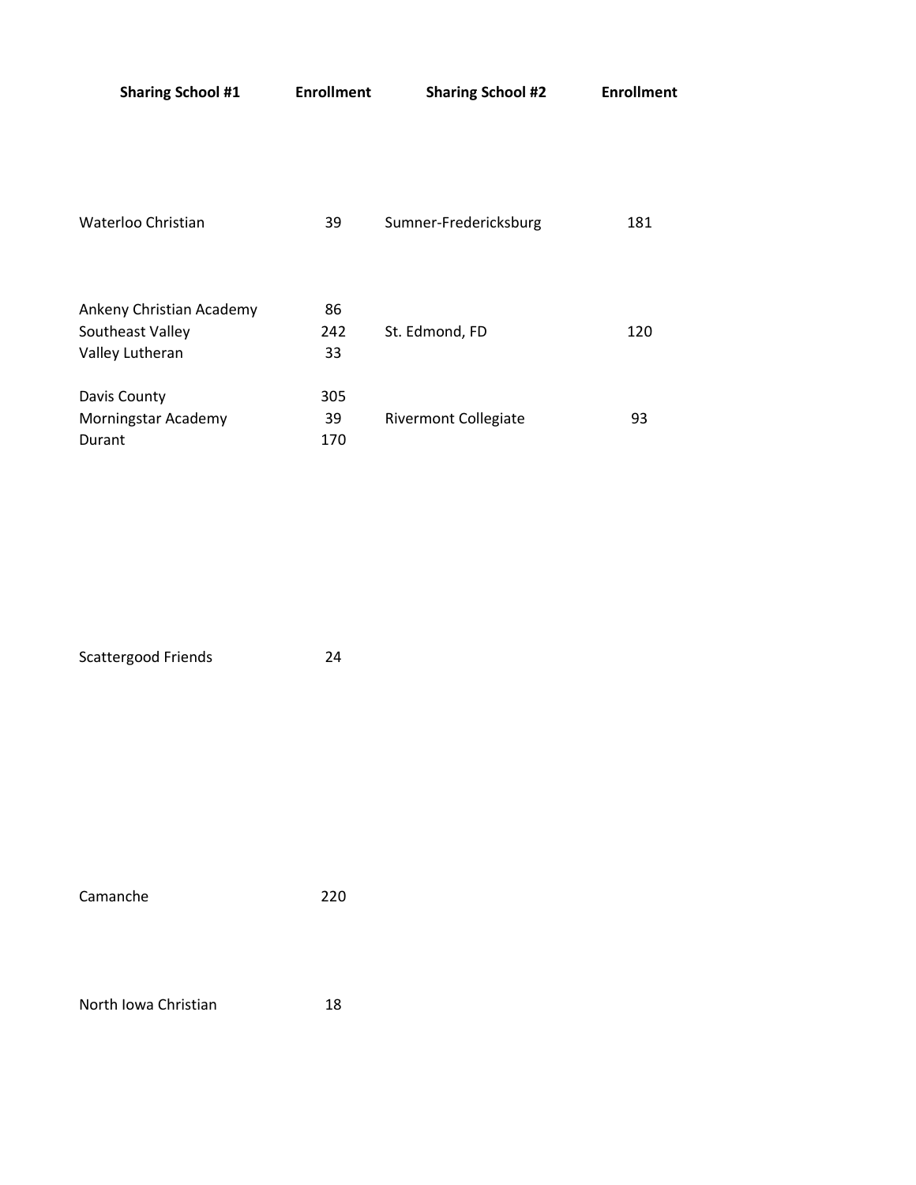| Sharing School #1 | Enrollment | Sharing School #2 | Enrollment |
| --- | --- | --- | --- |
| Waterloo Christian | 39 | Sumner-Fredericksburg | 181 |
| Ankeny Christian Academy | 86 | | |
| Southeast Valley | 242 | St. Edmond, FD | 120 |
| Valley Lutheran | 33 | | |
| Davis County | 305 | | |
| Morningstar Academy | 39 | Rivermont Collegiate | 93 |
| Durant | 170 | | |
| Scattergood Friends | 24 | | |
| Camanche | 220 | | |
| North Iowa Christian | 18 | | |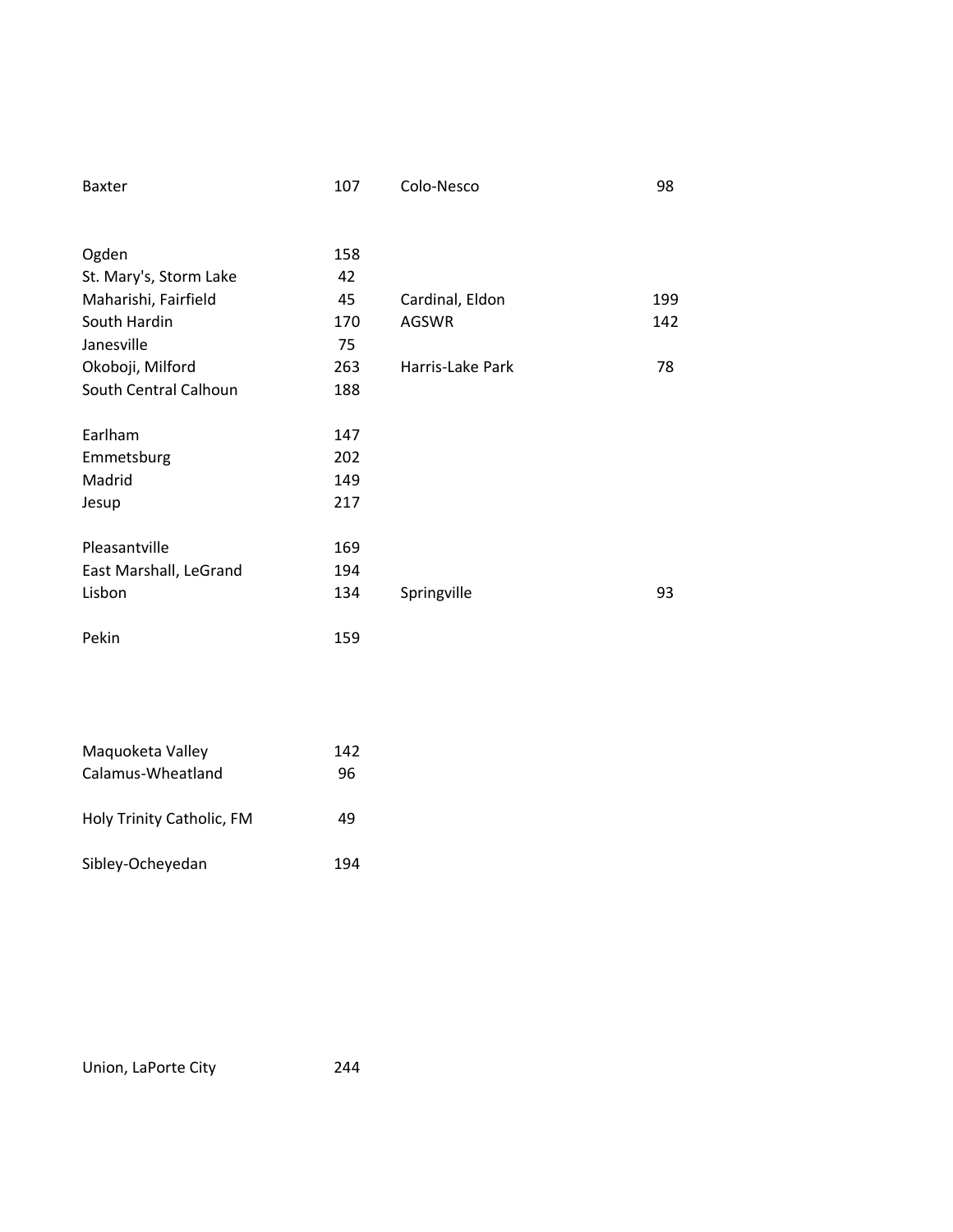| | | | |
|---|---|---|---|
| Baxter | 107 | Colo-Nesco | 98 |
| | | | |
| Ogden | 158 | | |
| St. Mary's, Storm Lake | 42 | | |
| Maharishi, Fairfield | 45 | Cardinal, Eldon | 199 |
| South Hardin | 170 | AGSWR | 142 |
| Janesville | 75 | | |
| Okoboji, Milford | 263 | Harris-Lake Park | 78 |
| South Central Calhoun | 188 | | |
| | | | |
| Earlham | 147 | | |
| Emmetsburg | 202 | | |
| Madrid | 149 | | |
| Jesup | 217 | | |
| | | | |
| Pleasantville | 169 | | |
| East Marshall, LeGrand | 194 | | |
| Lisbon | 134 | Springville | 93 |
| | | | |
| Pekin | 159 | | |
| | | | |
| Maquoketa Valley | 142 | | |
| Calamus-Wheatland | 96 | | |
| | | | |
| Holy Trinity Catholic, FM | 49 | | |
| | | | |
| Sibley-Ocheyedan | 194 | | |
| | | | |
| Union, LaPorte City | 244 | | |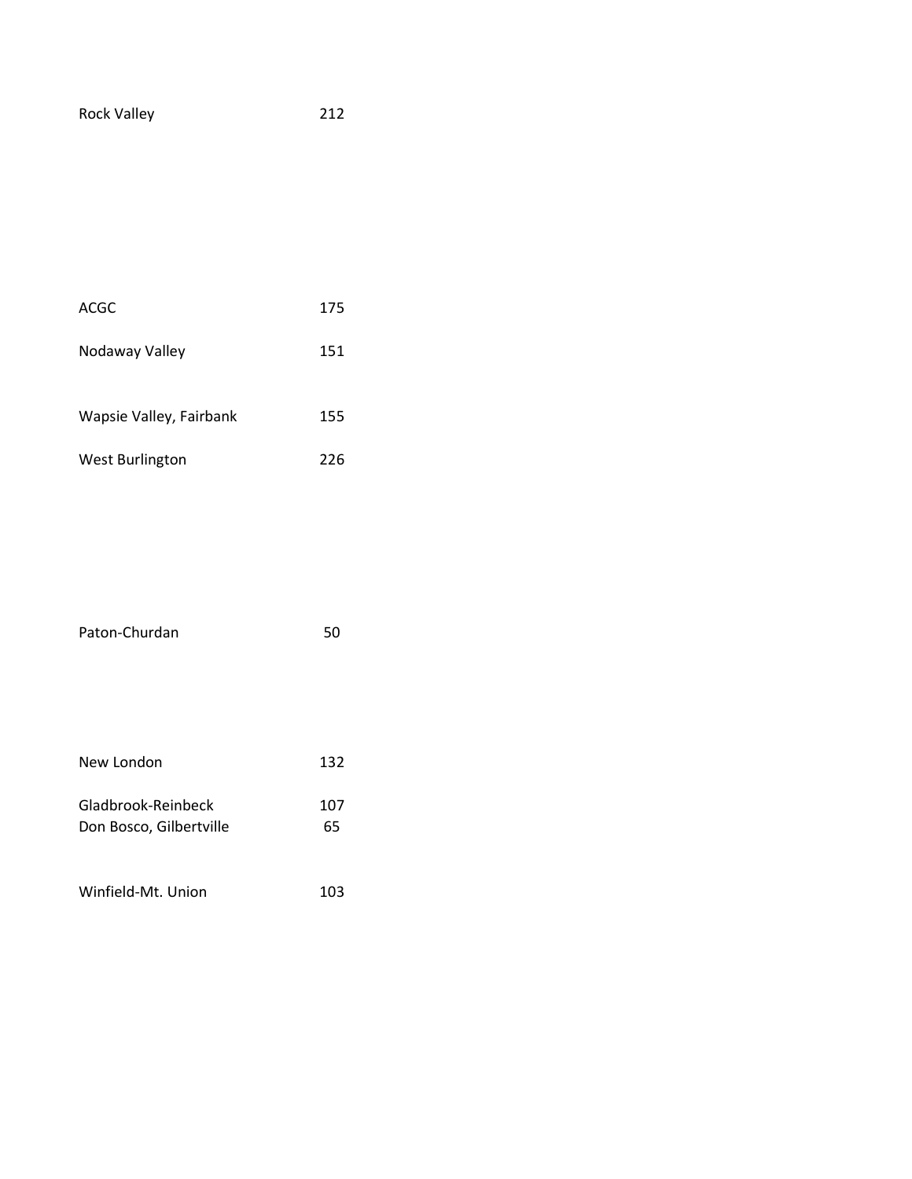| | |
|---|---|
| Rock Valley | 212 |
| ACGC | 175 |
| Nodaway Valley | 151 |
| Wapsie Valley, Fairbank | 155 |
| West Burlington | 226 |
| Paton-Churdan | 50 |
| New London | 132 |
| Gladbrook-Reinbeck | 107 |
| Don Bosco, Gilbertville | 65 |
| Winfield-Mt. Union | 103 |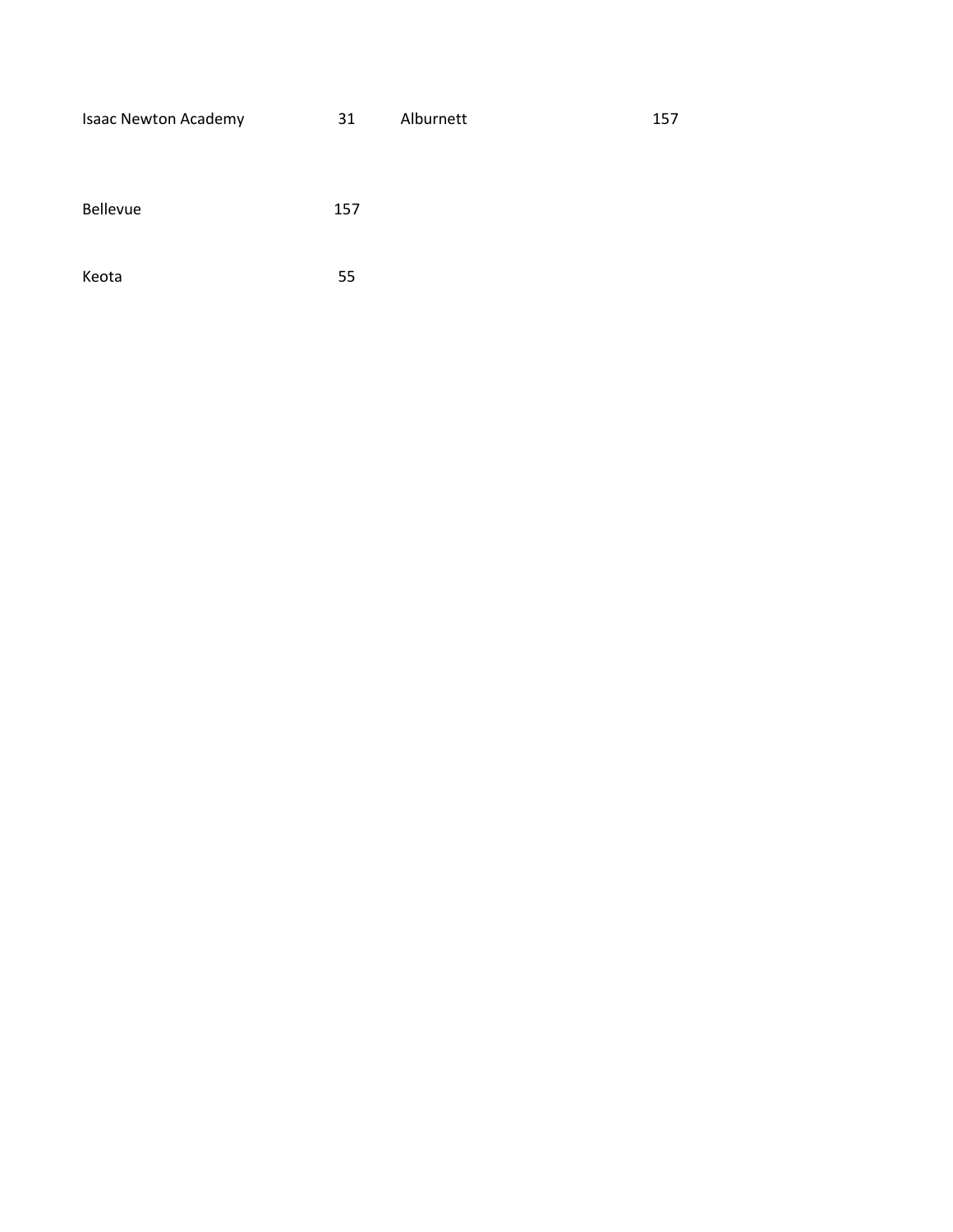| | | | |
|---|---|---|---|
| Isaac Newton Academy | 31 | Alburnett | 157 |
| Bellevue | 157 | | |
| Keota | 55 | | |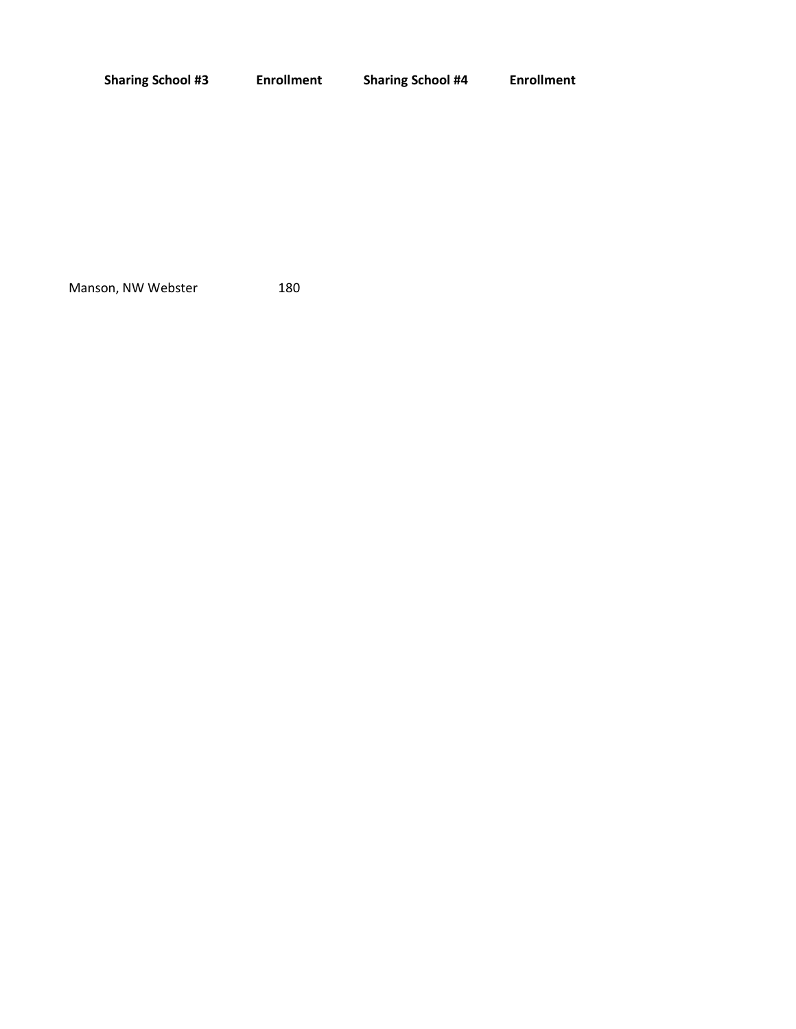| Sharing School #3 | Enrollment | Sharing School #4 | Enrollment |
|---|---|---|---|
| Manson, NW Webster | 180 | | |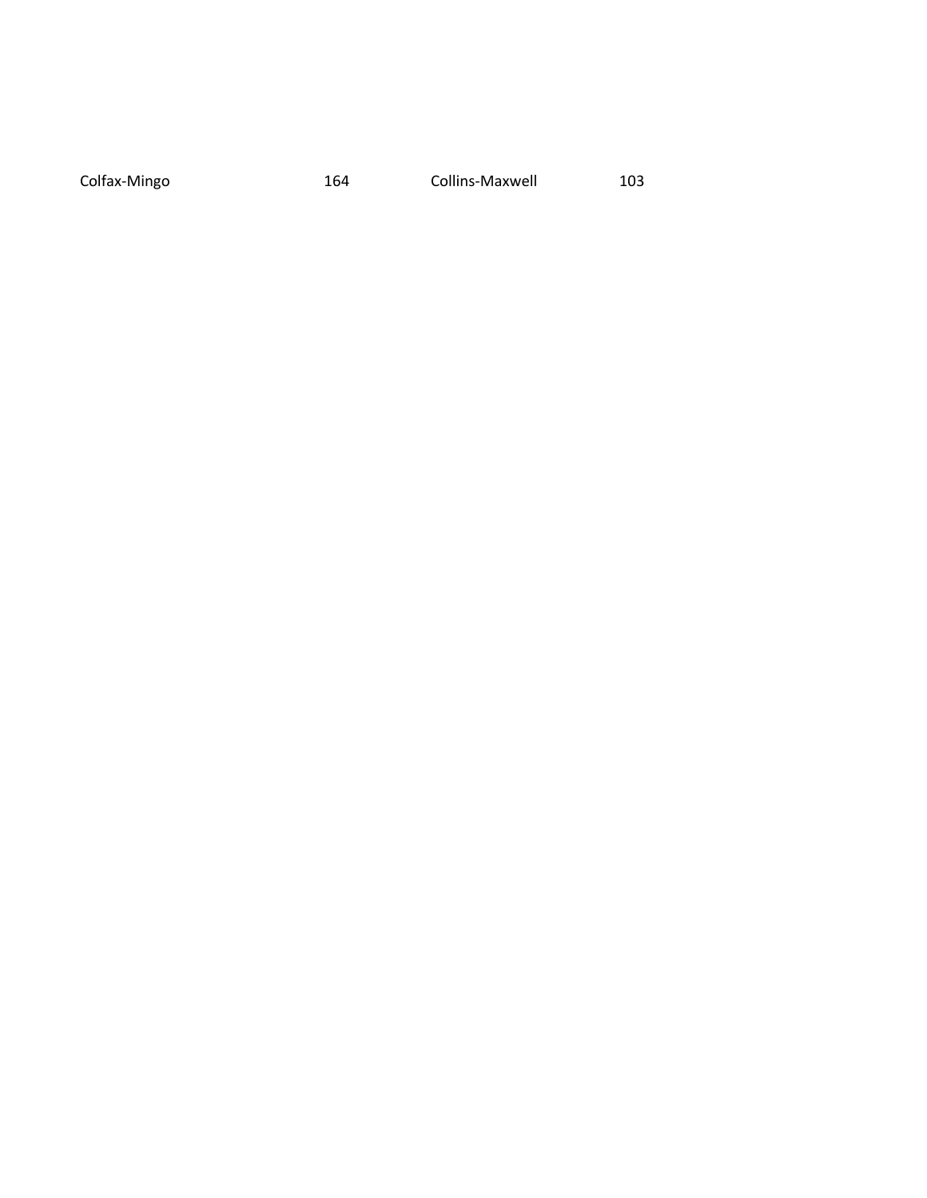| | | | |
|---|---|---|---|
| Colfax-Mingo | 164 | Collins-Maxwell | 103 |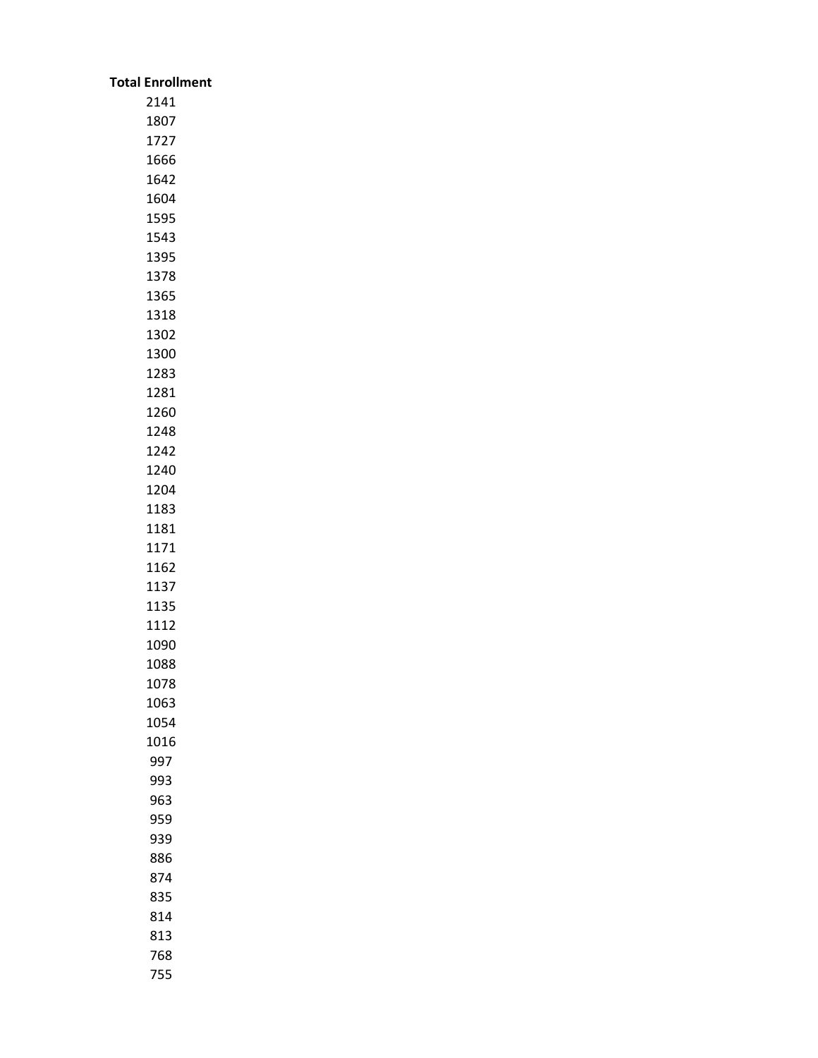| Total Enrollment |
|---|
| 2141 |
| 1807 |
| 1727 |
| 1666 |
| 1642 |
| 1604 |
| 1595 |
| 1543 |
| 1395 |
| 1378 |
| 1365 |
| 1318 |
| 1302 |
| 1300 |
| 1283 |
| 1281 |
| 1260 |
| 1248 |
| 1242 |
| 1240 |
| 1204 |
| 1183 |
| 1181 |
| 1171 |
| 1162 |
| 1137 |
| 1135 |
| 1112 |
| 1090 |
| 1088 |
| 1078 |
| 1063 |
| 1054 |
| 1016 |
| 997 |
| 993 |
| 963 |
| 959 |
| 939 |
| 886 |
| 874 |
| 835 |
| 814 |
| 813 |
| 768 |
| 755 |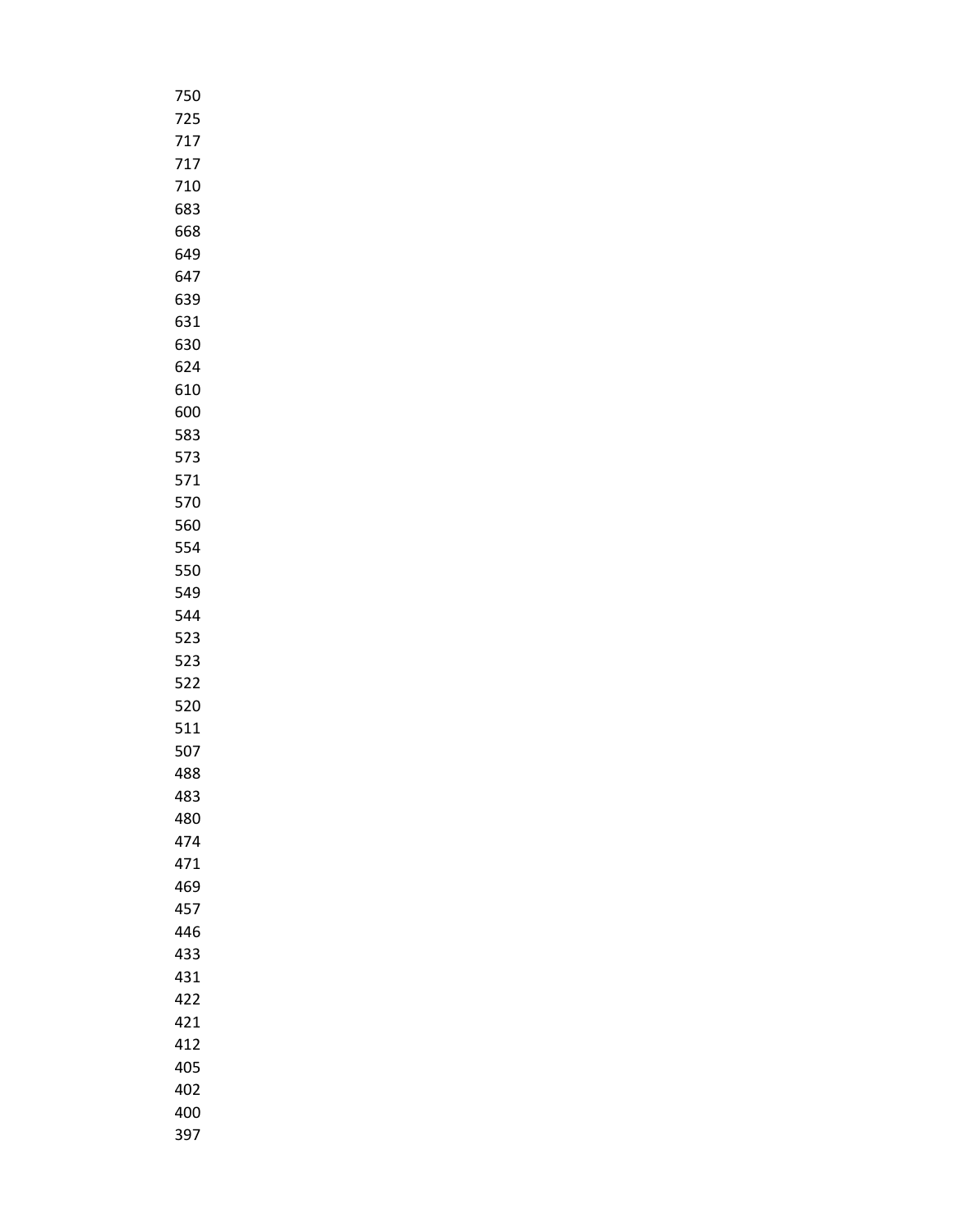750
725
717
717
710
683
668
649
647
639
631
630
624
610
600
583
573
571
570
560
554
550
549
544
523
523
522
520
511
507
488
483
480
474
471
469
457
446
433
431
422
421
412
405
402
400
397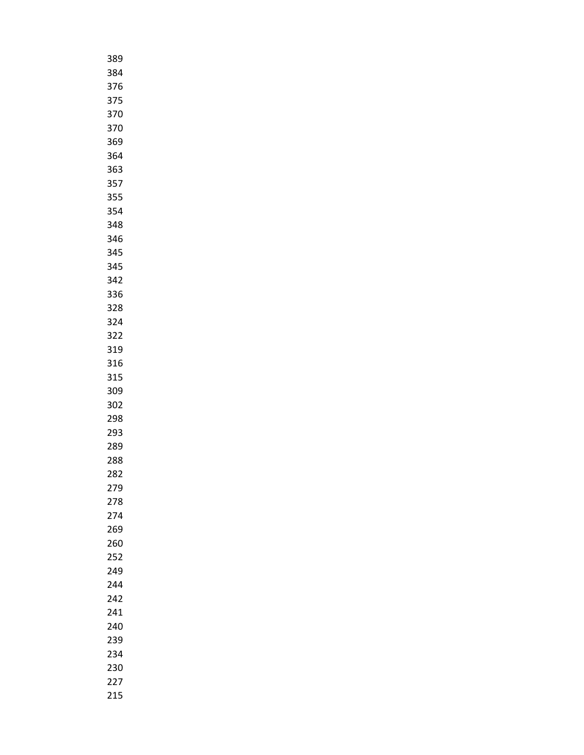389
384
376
375
370
370
369
364
363
357
355
354
348
346
345
345
342
336
328
324
322
319
316
315
309
302
298
293
289
288
282
279
278
274
269
260
252
249
244
242
241
240
239
234
230
227
215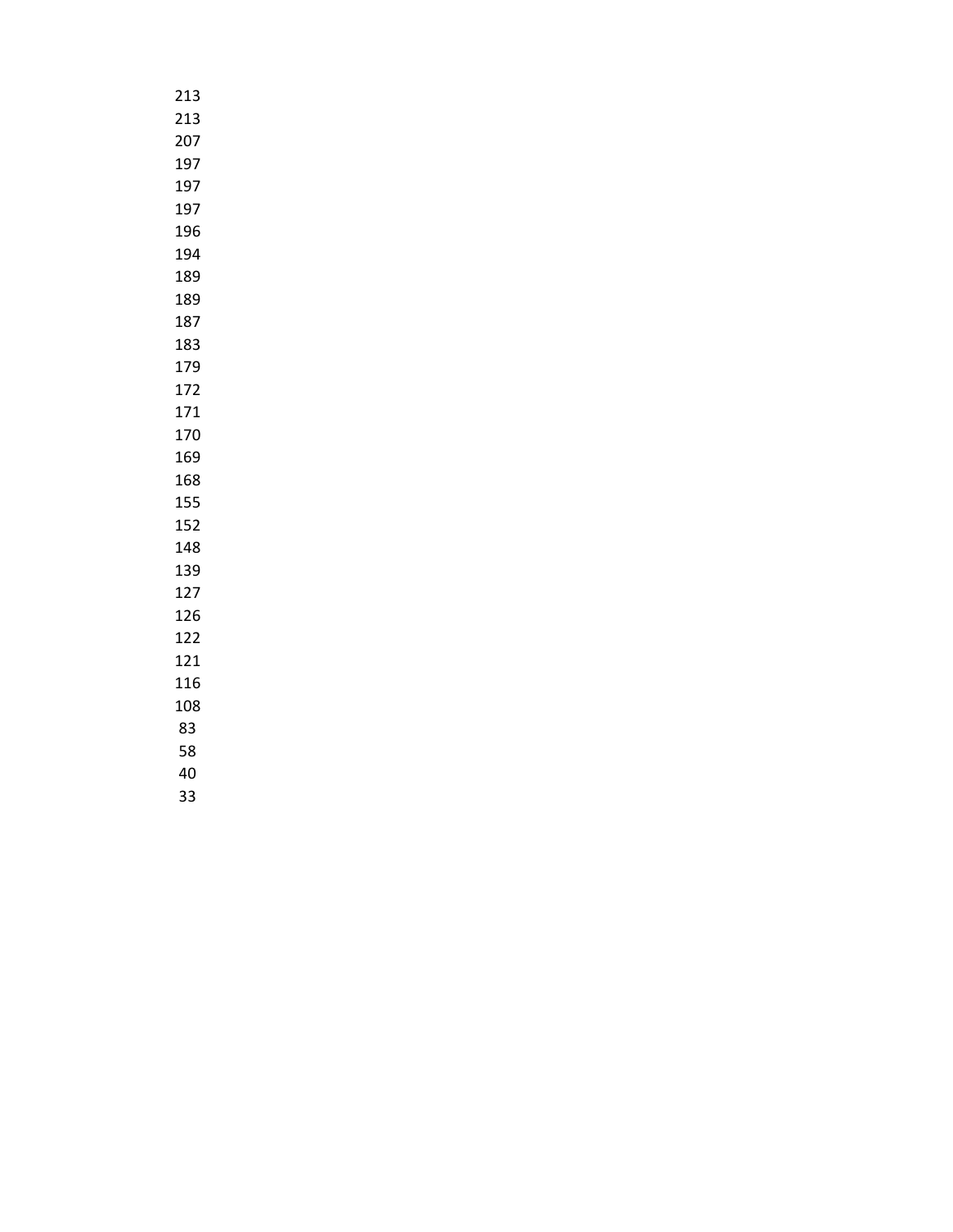213
213
207
197
197
197
196
194
189
189
187
183
179
172
171
170
169
168
155
152
148
139
127
126
122
121
116
108
83
58
40
33